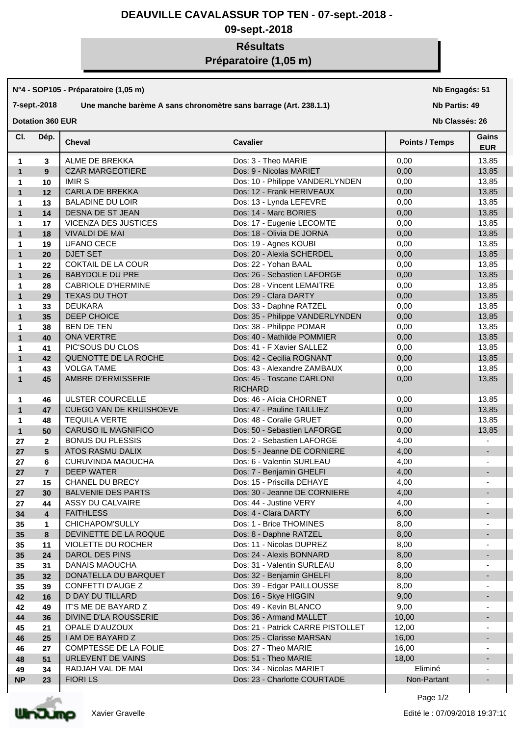# DEAUVILLE CAVALASSUR TOP TEN - 07-sept.-2018 - 09-sept.-2018

## Résultats
## Préparatoire (1,05 m)

**N°4 - SOP105 - Préparatoire (1,05 m)** — **Nb Engagés: 51**

**7-sept.-2018** — **Une manche barème A sans chronomètre sans barrage (Art. 238.1.1)** — **Nb Partis: 49**

**Dotation 360 EUR** — **Nb Classés: 26**

| Cl. | Dép. | Cheval | Cavalier | Points / Temps | Gains EUR |
|---|---|---|---|---|---|
| 1 | 3 | ALME DE BREKKA | Dos: 3 - Theo MARIE | 0,00 | 13,85 |
| 1 | 9 | CZAR MARGEOTIERE | Dos: 9 - Nicolas MARIET | 0,00 | 13,85 |
| 1 | 10 | IMIR S | Dos: 10 - Philippe VANDERLYNDEN | 0,00 | 13,85 |
| 1 | 12 | CARLA DE BREKKA | Dos: 12 - Frank HERIVEAUX | 0,00 | 13,85 |
| 1 | 13 | BALADINE DU LOIR | Dos: 13 - Lynda LEFEVRE | 0,00 | 13,85 |
| 1 | 14 | DESNA DE ST JEAN | Dos: 14 - Marc BORIES | 0,00 | 13,85 |
| 1 | 17 | VICENZA DES JUSTICES | Dos: 17 - Eugenie LECOMTE | 0,00 | 13,85 |
| 1 | 18 | VIVALDI DE MAI | Dos: 18 - Olivia DE JORNA | 0,00 | 13,85 |
| 1 | 19 | UFANO CECE | Dos: 19 - Agnes KOUBI | 0,00 | 13,85 |
| 1 | 20 | DJET SET | Dos: 20 - Alexia SCHERDEL | 0,00 | 13,85 |
| 1 | 22 | COKTAIL DE LA COUR | Dos: 22 - Yohan BAAL | 0,00 | 13,85 |
| 1 | 26 | BABYDOLE DU PRE | Dos: 26 - Sebastien LAFORGE | 0,00 | 13,85 |
| 1 | 28 | CABRIOLE D'HERMINE | Dos: 28 - Vincent LEMAITRE | 0,00 | 13,85 |
| 1 | 29 | TEXAS DU THOT | Dos: 29 - Clara DARTY | 0,00 | 13,85 |
| 1 | 33 | DEUKARA | Dos: 33 - Daphne RATZEL | 0,00 | 13,85 |
| 1 | 35 | DEEP CHOICE | Dos: 35 - Philippe VANDERLYNDEN | 0,00 | 13,85 |
| 1 | 38 | BEN DE TEN | Dos: 38 - Philippe POMAR | 0,00 | 13,85 |
| 1 | 40 | ONA VERTRE | Dos: 40 - Mathilde POMMIER | 0,00 | 13,85 |
| 1 | 41 | PIC'SOUS DU CLOS | Dos: 41 - F Xavier SALLEZ | 0,00 | 13,85 |
| 1 | 42 | QUENOTTE DE LA ROCHE | Dos: 42 - Cecilia ROGNANT | 0,00 | 13,85 |
| 1 | 43 | VOLGA TAME | Dos: 43 - Alexandre ZAMBAUX | 0,00 | 13,85 |
| 1 | 45 | AMBRE D'ERMISSERIE | Dos: 45 - Toscane CARLONI RICHARD | 0,00 | 13,85 |
| 1 | 46 | ULSTER COURCELLE | Dos: 46 - Alicia CHORNET | 0,00 | 13,85 |
| 1 | 47 | CUEGO VAN DE KRUISHOEVE | Dos: 47 - Pauline TAILLIEZ | 0,00 | 13,85 |
| 1 | 48 | TEQUILA VERTE | Dos: 48 - Coralie GRUET | 0,00 | 13,85 |
| 1 | 50 | CARUSO IL MAGNIFICO | Dos: 50 - Sebastien LAFORGE | 0,00 | 13,85 |
| 27 | 2 | BONUS DU PLESSIS | Dos: 2 - Sebastien LAFORGE | 4,00 | - |
| 27 | 5 | ATOS RASMU DALIX | Dos: 5 - Jeanne DE CORNIERE | 4,00 | - |
| 27 | 6 | CURUVINDA MAOUCHA | Dos: 6 - Valentin SURLEAU | 4,00 | - |
| 27 | 7 | DEEP WATER | Dos: 7 - Benjamin GHELFI | 4,00 | - |
| 27 | 15 | CHANEL DU BRECY | Dos: 15 - Priscilla DEHAYE | 4,00 | - |
| 27 | 30 | BALVENIE DES PARTS | Dos: 30 - Jeanne DE CORNIERE | 4,00 | - |
| 27 | 44 | ASSY DU CALVAIRE | Dos: 44 - Justine VERY | 4,00 | - |
| 34 | 4 | FAITHLESS | Dos: 4 - Clara DARTY | 6,00 | - |
| 35 | 1 | CHICHAPOM'SULLY | Dos: 1 - Brice THOMINES | 8,00 | - |
| 35 | 8 | DEVINETTE DE LA ROQUE | Dos: 8 - Daphne RATZEL | 8,00 | - |
| 35 | 11 | VIOLETTE DU ROCHER | Dos: 11 - Nicolas DUPREZ | 8,00 | - |
| 35 | 24 | DAROL DES PINS | Dos: 24 - Alexis BONNARD | 8,00 | - |
| 35 | 31 | DANAIS MAOUCHA | Dos: 31 - Valentin SURLEAU | 8,00 | - |
| 35 | 32 | DONATELLA DU BARQUET | Dos: 32 - Benjamin GHELFI | 8,00 | - |
| 35 | 39 | CONFETTI D'AUGE Z | Dos: 39 - Edgar PAILLOUSSE | 8,00 | - |
| 42 | 16 | D DAY DU TILLARD | Dos: 16 - Skye HIGGIN | 9,00 | - |
| 42 | 49 | IT'S ME DE BAYARD Z | Dos: 49 - Kevin BLANCO | 9,00 | - |
| 44 | 36 | DIVINE D'LA ROUSSERIE | Dos: 36 - Armand MALLET | 10,00 | - |
| 45 | 21 | OPALE D'AUZOUX | Dos: 21 - Patrick CARRE PISTOLLET | 12,00 | - |
| 46 | 25 | I AM DE BAYARD Z | Dos: 25 - Clarisse MARSAN | 16,00 | - |
| 46 | 27 | COMPTESSE DE LA FOLIE | Dos: 27 - Theo MARIE | 16,00 | - |
| 48 | 51 | URLEVENT DE VAINS | Dos: 51 - Theo MARIE | 18,00 | - |
| 49 | 34 | RADJAH VAL DE MAI | Dos: 34 - Nicolas MARIET | Eliminé | - |
| NP | 23 | FIORI LS | Dos: 23 - Charlotte COURTADE | Non-Partant | - |

Xavier Gravelle

Edité le : 07/09/2018 19:37:10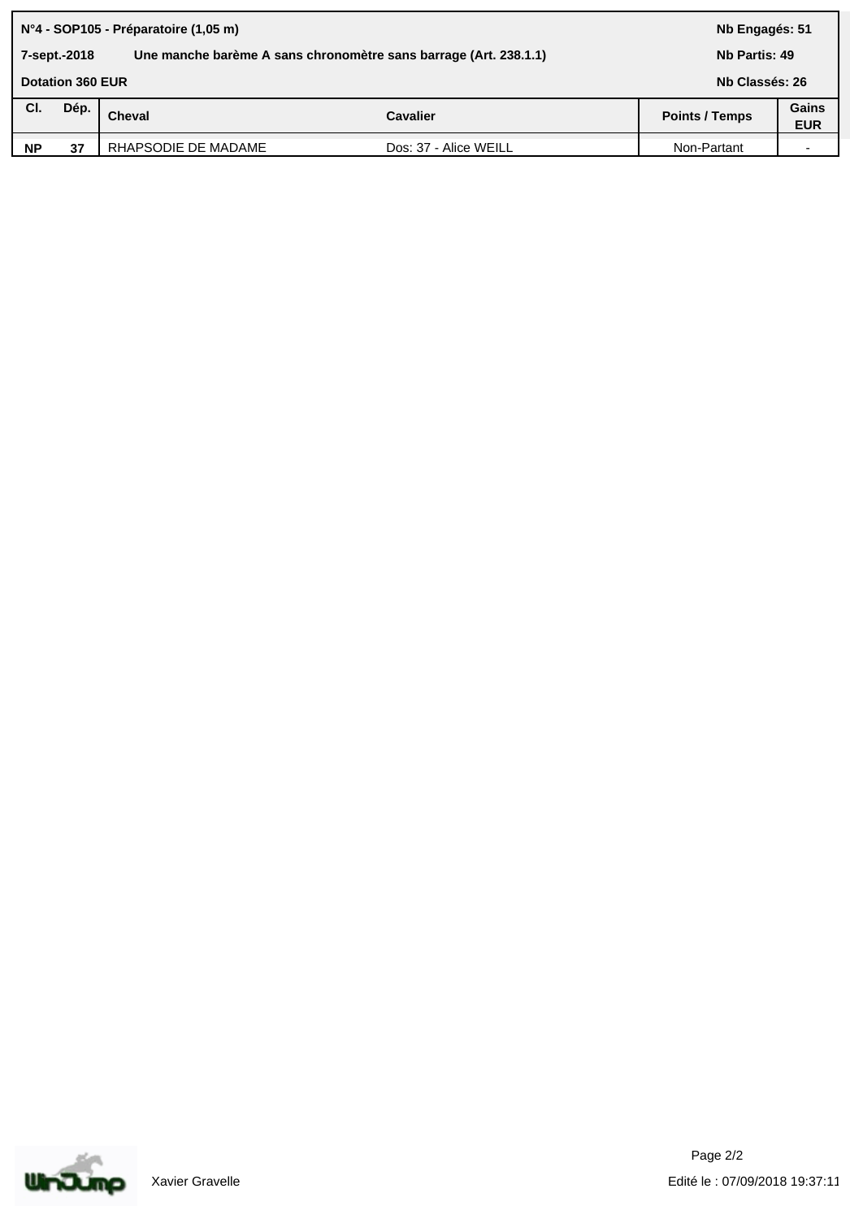**N°4 - SOP105 - Préparatoire (1,05 m)** | **Nb Engagés: 51**

**7-sept.-2018** | **Une manche barème A sans chronomètre sans barrage (Art. 238.1.1)** | **Nb Partis: 49**

**Dotation 360 EUR** | **Nb Classés: 26**

| Cl. | Dép. | Cheval | Cavalier | Points / Temps | Gains EUR |
|---|---|---|---|---|---|
| NP | 37 | RHAPSODIE DE MADAME | Dos: 37 - Alice WEILL | Non-Partant | - |

Xavier Gravelle

Edité le : 07/09/2018 19:37:11